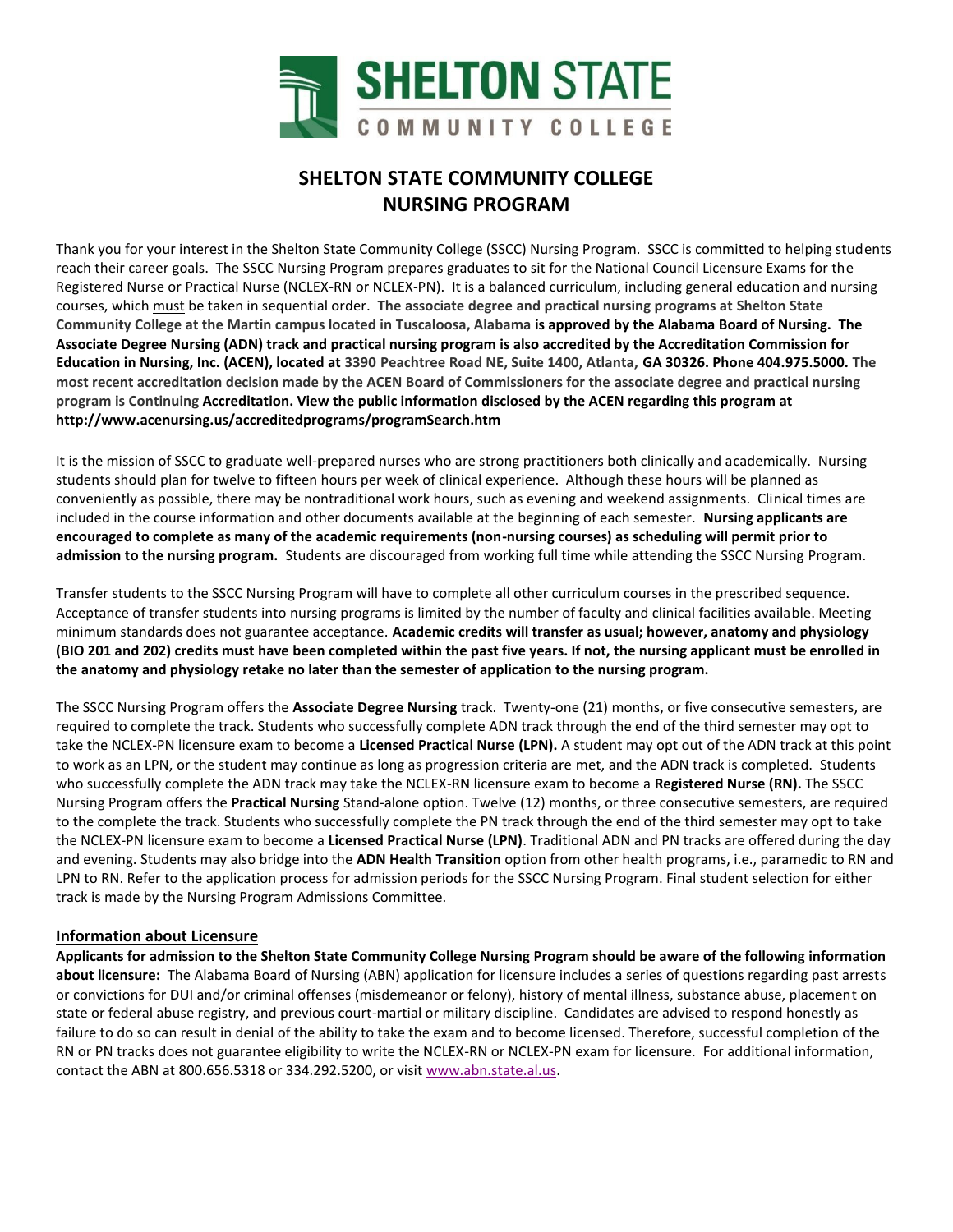# SHELTON STATE COMMUNITY COLLEGE NURSING PROGRAM

Thank you for your interest in the Shelton State Community College (SSCC) Nursing Program. SSCC is committed to helping students reach their career goals. The SSCC Nursing Program prepares graduates to sit for the National Council Licensure Exams for the Registered Nurse or Practical Nurse (NCLEX-RN or NCLEX-PN). It is a balanced curriculum, including general education and nursing courses, which must be taken in sequential order. **The associate degree and practical nursing programs at Shelton State Community College at the Martin campus located in Tuscaloosa, Alabama is approved by the Alabama Board of Nursing. The Associate Degree Nursing (ADN) track and practical nursing program is also accredited by the Accreditation Commission for Education in Nursing, Inc. (ACEN), located at 3390 Peachtree Road NE, Suite 1400, Atlanta, GA 30326. Phone 404.975.5000. The most recent accreditation decision made by the ACEN Board of Commissioners for the associate degree and practical nursing program is Continuing Accreditation. View the public information disclosed by the ACEN regarding this program at http://www.acenursing.us/accreditedprograms/programSearch.htm**

It is the mission of SSCC to graduate well-prepared nurses who are strong practitioners both clinically and academically. Nursing students should plan for twelve to fifteen hours per week of clinical experience. Although these hours will be planned as conveniently as possible, there may be nontraditional work hours, such as evening and weekend assignments. Clinical times are included in the course information and other documents available at the beginning of each semester. **Nursing applicants are encouraged to complete as many of the academic requirements (non-nursing courses) as scheduling will permit prior to admission to the nursing program.** Students are discouraged from working full time while attending the SSCC Nursing Program.

Transfer students to the SSCC Nursing Program will have to complete all other curriculum courses in the prescribed sequence. Acceptance of transfer students into nursing programs is limited by the number of faculty and clinical facilities available. Meeting minimum standards does not guarantee acceptance. **Academic credits will transfer as usual; however, anatomy and physiology (BIO 201 and 202) credits must have been completed within the past five years. If not, the nursing applicant must be enrolled in the anatomy and physiology retake no later than the semester of application to the nursing program.**

The SSCC Nursing Program offers the **Associate Degree Nursing** track. Twenty-one (21) months, or five consecutive semesters, are required to complete the track. Students who successfully complete ADN track through the end of the third semester may opt to take the NCLEX-PN licensure exam to become a **Licensed Practical Nurse (LPN).** A student may opt out of the ADN track at this point to work as an LPN, or the student may continue as long as progression criteria are met, and the ADN track is completed. Students who successfully complete the ADN track may take the NCLEX-RN licensure exam to become a **Registered Nurse (RN).** The SSCC Nursing Program offers the **Practical Nursing** Stand-alone option. Twelve (12) months, or three consecutive semesters, are required to the complete the track. Students who successfully complete the PN track through the end of the third semester may opt to take the NCLEX-PN licensure exam to become a **Licensed Practical Nurse (LPN)**. Traditional ADN and PN tracks are offered during the day and evening. Students may also bridge into the **ADN Health Transition** option from other health programs, i.e., paramedic to RN and LPN to RN. Refer to the application process for admission periods for the SSCC Nursing Program. Final student selection for either track is made by the Nursing Program Admissions Committee.

## Information about Licensure

**Applicants for admission to the Shelton State Community College Nursing Program should be aware of the following information about licensure:** The Alabama Board of Nursing (ABN) application for licensure includes a series of questions regarding past arrests or convictions for DUI and/or criminal offenses (misdemeanor or felony), history of mental illness, substance abuse, placement on state or federal abuse registry, and previous court-martial or military discipline. Candidates are advised to respond honestly as failure to do so can result in denial of the ability to take the exam and to become licensed. Therefore, successful completion of the RN or PN tracks does not guarantee eligibility to write the NCLEX-RN or NCLEX-PN exam for licensure. For additional information, contact the ABN at 800.656.5318 or 334.292.5200, or visit www.abn.state.al.us.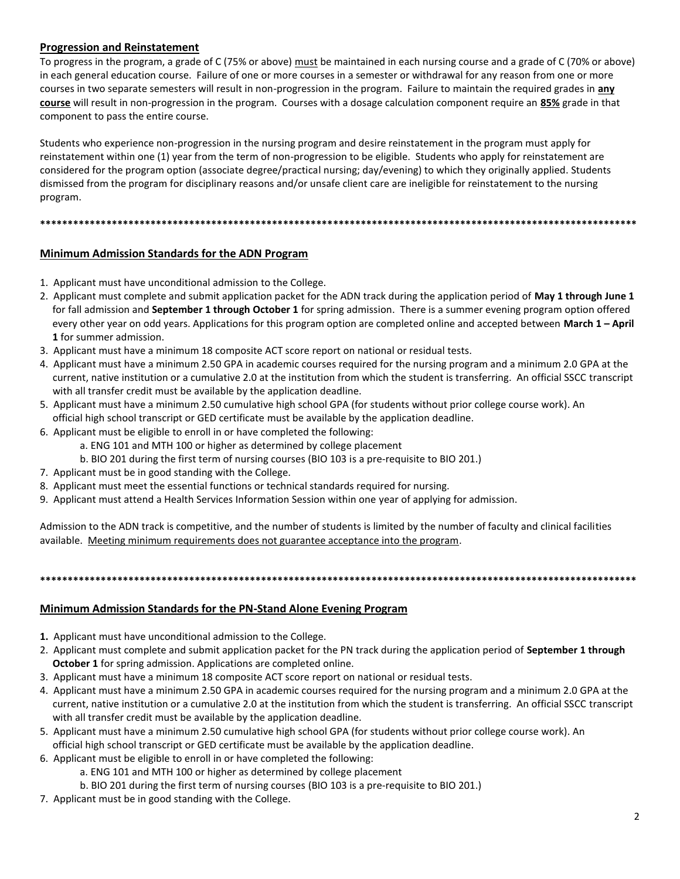## Progression and Reinstatement

To progress in the program, a grade of C (75% or above) must be maintained in each nursing course and a grade of C (70% or above) in each general education course. Failure of one or more courses in a semester or withdrawal for any reason from one or more courses in two separate semesters will result in non-progression in the program. Failure to maintain the required grades in **any course** will result in non-progression in the program. Courses with a dosage calculation component require an **85%** grade in that component to pass the entire course.

Students who experience non-progression in the nursing program and desire reinstatement in the program must apply for reinstatement within one (1) year from the term of non-progression to be eligible. Students who apply for reinstatement are considered for the program option (associate degree/practical nursing; day/evening) to which they originally applied. Students dismissed from the program for disciplinary reasons and/or unsafe client care are ineligible for reinstatement to the nursing program.

***************************************************************************************************************

## Minimum Admission Standards for the ADN Program

1. Applicant must have unconditional admission to the College.
2. Applicant must complete and submit application packet for the ADN track during the application period of **May 1 through June 1** for fall admission and **September 1 through October 1** for spring admission. There is a summer evening program option offered every other year on odd years. Applications for this program option are completed online and accepted between **March 1 – April 1** for summer admission.
3. Applicant must have a minimum 18 composite ACT score report on national or residual tests.
4. Applicant must have a minimum 2.50 GPA in academic courses required for the nursing program and a minimum 2.0 GPA at the current, native institution or a cumulative 2.0 at the institution from which the student is transferring. An official SSCC transcript with all transfer credit must be available by the application deadline.
5. Applicant must have a minimum 2.50 cumulative high school GPA (for students without prior college course work). An official high school transcript or GED certificate must be available by the application deadline.
6. Applicant must be eligible to enroll in or have completed the following:
   a. ENG 101 and MTH 100 or higher as determined by college placement
   b. BIO 201 during the first term of nursing courses (BIO 103 is a pre-requisite to BIO 201.)
7. Applicant must be in good standing with the College.
8. Applicant must meet the essential functions or technical standards required for nursing.
9. Applicant must attend a Health Services Information Session within one year of applying for admission.

Admission to the ADN track is competitive, and the number of students is limited by the number of faculty and clinical facilities available. Meeting minimum requirements does not guarantee acceptance into the program.

***************************************************************************************************************

## Minimum Admission Standards for the PN-Stand Alone Evening Program

1. Applicant must have unconditional admission to the College.
2. Applicant must complete and submit application packet for the PN track during the application period of **September 1 through October 1** for spring admission. Applications are completed online.
3. Applicant must have a minimum 18 composite ACT score report on national or residual tests.
4. Applicant must have a minimum 2.50 GPA in academic courses required for the nursing program and a minimum 2.0 GPA at the current, native institution or a cumulative 2.0 at the institution from which the student is transferring. An official SSCC transcript with all transfer credit must be available by the application deadline.
5. Applicant must have a minimum 2.50 cumulative high school GPA (for students without prior college course work). An official high school transcript or GED certificate must be available by the application deadline.
6. Applicant must be eligible to enroll in or have completed the following:
   a. ENG 101 and MTH 100 or higher as determined by college placement
   b. BIO 201 during the first term of nursing courses (BIO 103 is a pre-requisite to BIO 201.)
7. Applicant must be in good standing with the College.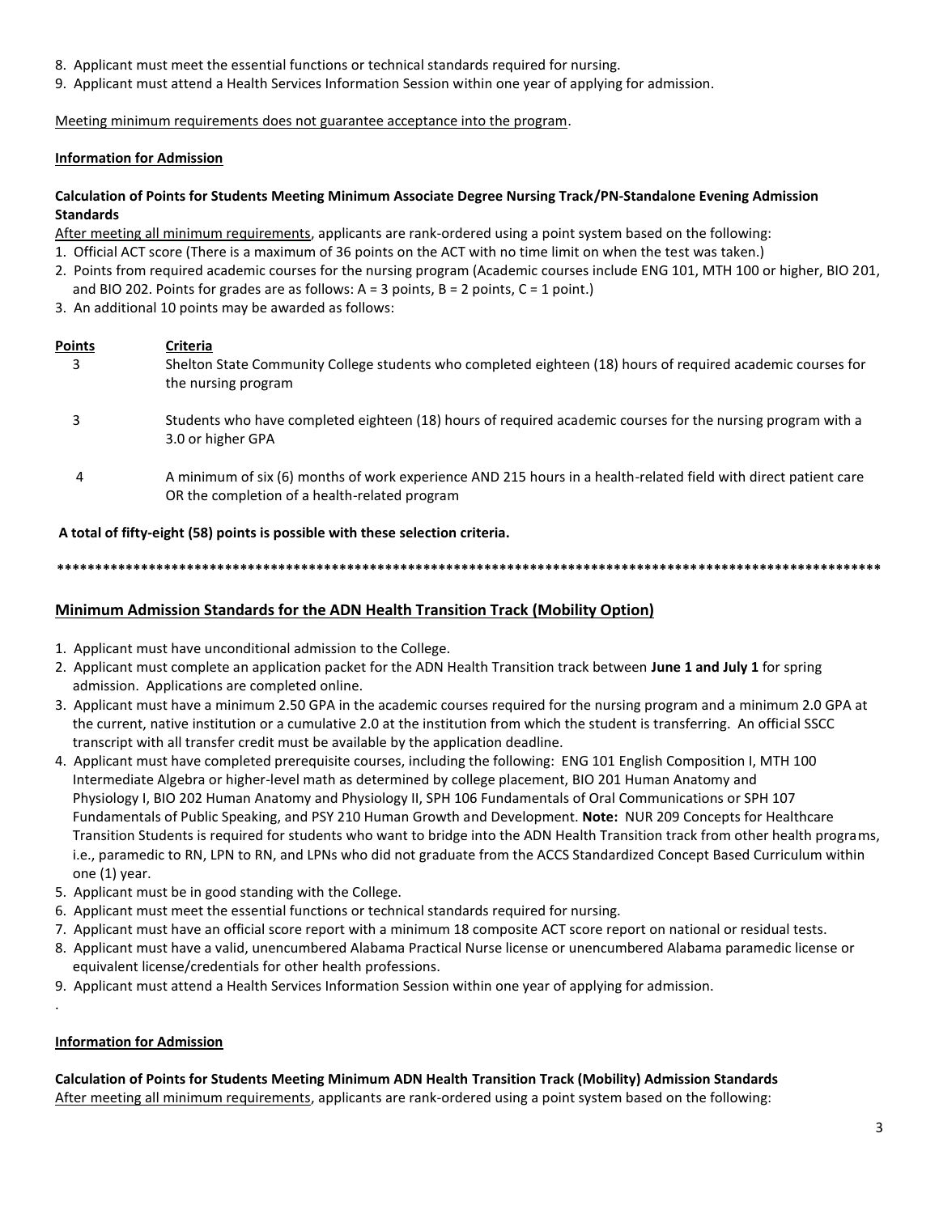8. Applicant must meet the essential functions or technical standards required for nursing.
9. Applicant must attend a Health Services Information Session within one year of applying for admission.

Meeting minimum requirements does not guarantee acceptance into the program.

**Information for Admission**

**Calculation of Points for Students Meeting Minimum Associate Degree Nursing Track/PN-Standalone Evening Admission Standards**

After meeting all minimum requirements, applicants are rank-ordered using a point system based on the following:

1. Official ACT score (There is a maximum of 36 points on the ACT with no time limit on when the test was taken.)
2. Points from required academic courses for the nursing program (Academic courses include ENG 101, MTH 100 or higher, BIO 201, and BIO 202. Points for grades are as follows: A = 3 points, B = 2 points, C = 1 point.)
3. An additional 10 points may be awarded as follows:

| Points | Criteria |
|---|---|
| 3 | Shelton State Community College students who completed eighteen (18) hours of required academic courses for the nursing program |
| 3 | Students who have completed eighteen (18) hours of required academic courses for the nursing program with a 3.0 or higher GPA |
| 4 | A minimum of six (6) months of work experience AND 215 hours in a health-related field with direct patient care OR the completion of a health-related program |

**A total of fifty-eight (58) points is possible with these selection criteria.**

***************************************************************************************************************

## Minimum Admission Standards for the ADN Health Transition Track (Mobility Option)

1. Applicant must have unconditional admission to the College.
2. Applicant must complete an application packet for the ADN Health Transition track between **June 1 and July 1** for spring admission. Applications are completed online.
3. Applicant must have a minimum 2.50 GPA in the academic courses required for the nursing program and a minimum 2.0 GPA at the current, native institution or a cumulative 2.0 at the institution from which the student is transferring. An official SSCC transcript with all transfer credit must be available by the application deadline.
4. Applicant must have completed prerequisite courses, including the following: ENG 101 English Composition I, MTH 100 Intermediate Algebra or higher-level math as determined by college placement, BIO 201 Human Anatomy and Physiology I, BIO 202 Human Anatomy and Physiology II, SPH 106 Fundamentals of Oral Communications or SPH 107 Fundamentals of Public Speaking, and PSY 210 Human Growth and Development. **Note:** NUR 209 Concepts for Healthcare Transition Students is required for students who want to bridge into the ADN Health Transition track from other health programs, i.e., paramedic to RN, LPN to RN, and LPNs who did not graduate from the ACCS Standardized Concept Based Curriculum within one (1) year.
5. Applicant must be in good standing with the College.
6. Applicant must meet the essential functions or technical standards required for nursing.
7. Applicant must have an official score report with a minimum 18 composite ACT score report on national or residual tests.
8. Applicant must have a valid, unencumbered Alabama Practical Nurse license or unencumbered Alabama paramedic license or equivalent license/credentials for other health professions.
9. Applicant must attend a Health Services Information Session within one year of applying for admission.

**Information for Admission**

**Calculation of Points for Students Meeting Minimum ADN Health Transition Track (Mobility) Admission Standards**

After meeting all minimum requirements, applicants are rank-ordered using a point system based on the following: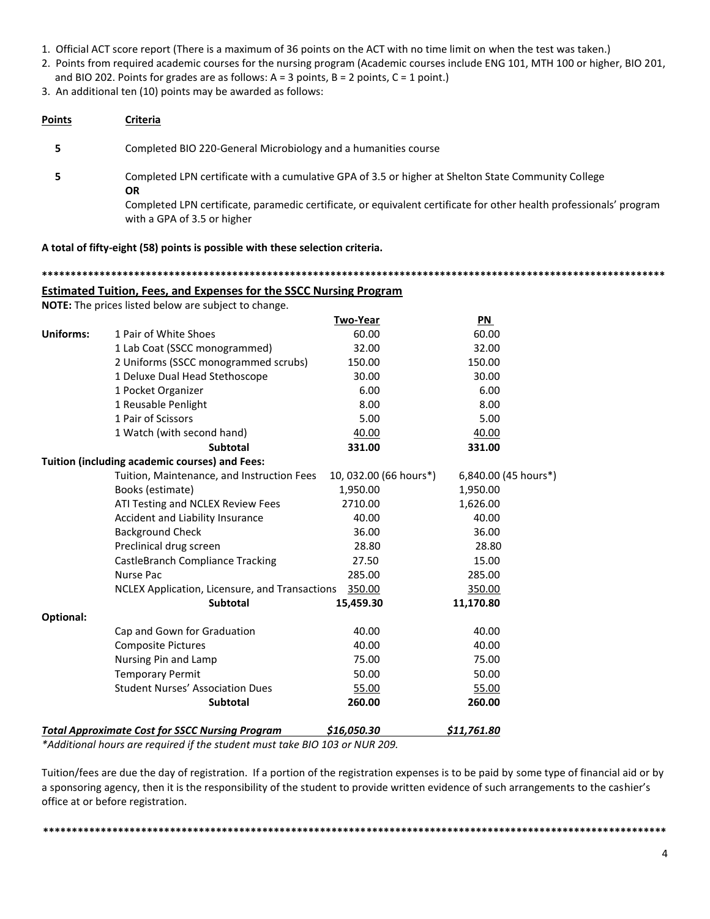1. Official ACT score report (There is a maximum of 36 points on the ACT with no time limit on when the test was taken.)
2. Points from required academic courses for the nursing program (Academic courses include ENG 101, MTH 100 or higher, BIO 201, and BIO 202. Points for grades are as follows: A = 3 points, B = 2 points, C = 1 point.)
3. An additional ten (10) points may be awarded as follows:

| Points | Criteria |
|---|---|
| 5 | Completed BIO 220-General Microbiology and a humanities course |
| 5 | Completed LPN certificate with a cumulative GPA of 3.5 or higher at Shelton State Community College **OR** Completed LPN certificate, paramedic certificate, or equivalent certificate for other health professionals' program with a GPA of 3.5 or higher |

**A total of fifty-eight (58) points is possible with these selection criteria.**

****************************************************************************************************************

## Estimated Tuition, Fees, and Expenses for the SSCC Nursing Program

**NOTE:** The prices listed below are subject to change.

| | | Two-Year | PN |
|---|---|---|---|
| **Uniforms:** | 1 Pair of White Shoes | 60.00 | 60.00 |
| | 1 Lab Coat (SSCC monogrammed) | 32.00 | 32.00 |
| | 2 Uniforms (SSCC monogrammed scrubs) | 150.00 | 150.00 |
| | 1 Deluxe Dual Head Stethoscope | 30.00 | 30.00 |
| | 1 Pocket Organizer | 6.00 | 6.00 |
| | 1 Reusable Penlight | 8.00 | 8.00 |
| | 1 Pair of Scissors | 5.00 | 5.00 |
| | 1 Watch (with second hand) | 40.00 | 40.00 |
| | **Subtotal** | **331.00** | **331.00** |
| **Tuition (including academic courses) and Fees:** | | | |
| | Tuition, Maintenance, and Instruction Fees | 10, 032.00 (66 hours*) | 6,840.00 (45 hours*) |
| | Books (estimate) | 1,950.00 | 1,950.00 |
| | ATI Testing and NCLEX Review Fees | 2710.00 | 1,626.00 |
| | Accident and Liability Insurance | 40.00 | 40.00 |
| | Background Check | 36.00 | 36.00 |
| | Preclinical drug screen | 28.80 | 28.80 |
| | CastleBranch Compliance Tracking | 27.50 | 15.00 |
| | Nurse Pac | 285.00 | 285.00 |
| | NCLEX Application, Licensure, and Transactions | 350.00 | 350.00 |
| | **Subtotal** | **15,459.30** | **11,170.80** |
| **Optional:** | | | |
| | Cap and Gown for Graduation | 40.00 | 40.00 |
| | Composite Pictures | 40.00 | 40.00 |
| | Nursing Pin and Lamp | 75.00 | 75.00 |
| | Temporary Permit | 50.00 | 50.00 |
| | Student Nurses' Association Dues | 55.00 | 55.00 |
| | **Subtotal** | **260.00** | **260.00** |
| ***Total Approximate Cost for SSCC Nursing Program*** | | ***$16,050.30*** | ***$11,761.80*** |

*\*Additional hours are required if the student must take BIO 103 or NUR 209.*

Tuition/fees are due the day of registration. If a portion of the registration expenses is to be paid by some type of financial aid or by a sponsoring agency, then it is the responsibility of the student to provide written evidence of such arrangements to the cashier's office at or before registration.

****************************************************************************************************************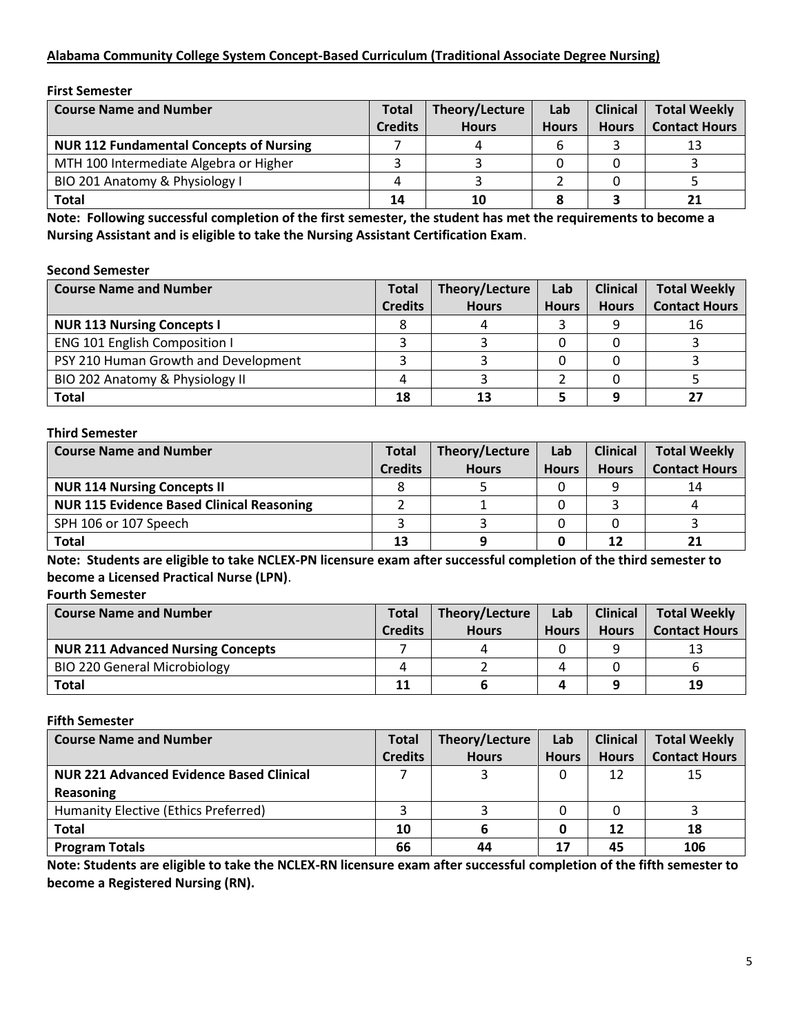## Alabama Community College System Concept-Based Curriculum (Traditional Associate Degree Nursing)

**First Semester**

| Course Name and Number | Total Credits | Theory/Lecture Hours | Lab Hours | Clinical Hours | Total Weekly Contact Hours |
|---|---|---|---|---|---|
| **NUR 112 Fundamental Concepts of Nursing** | 7 | 4 | 6 | 3 | 13 |
| MTH 100 Intermediate Algebra or Higher | 3 | 3 | 0 | 0 | 3 |
| BIO 201 Anatomy & Physiology I | 4 | 3 | 2 | 0 | 5 |
| **Total** | **14** | **10** | **8** | **3** | **21** |

**Note: Following successful completion of the first semester, the student has met the requirements to become a Nursing Assistant and is eligible to take the Nursing Assistant Certification Exam**.

**Second Semester**

| Course Name and Number | Total Credits | Theory/Lecture Hours | Lab Hours | Clinical Hours | Total Weekly Contact Hours |
|---|---|---|---|---|---|
| **NUR 113 Nursing Concepts I** | 8 | 4 | 3 | 9 | 16 |
| ENG 101 English Composition I | 3 | 3 | 0 | 0 | 3 |
| PSY 210 Human Growth and Development | 3 | 3 | 0 | 0 | 3 |
| BIO 202 Anatomy & Physiology II | 4 | 3 | 2 | 0 | 5 |
| **Total** | **18** | **13** | **5** | **9** | **27** |

**Third Semester**

| Course Name and Number | Total Credits | Theory/Lecture Hours | Lab Hours | Clinical Hours | Total Weekly Contact Hours |
|---|---|---|---|---|---|
| **NUR 114 Nursing Concepts II** | 8 | 5 | 0 | 9 | 14 |
| **NUR 115 Evidence Based Clinical Reasoning** | 2 | 1 | 0 | 3 | 4 |
| SPH 106 or 107 Speech | 3 | 3 | 0 | 0 | 3 |
| **Total** | **13** | **9** | **0** | **12** | **21** |

**Note: Students are eligible to take NCLEX-PN licensure exam after successful completion of the third semester to become a Licensed Practical Nurse (LPN)**.

**Fourth Semester**

| Course Name and Number | Total Credits | Theory/Lecture Hours | Lab Hours | Clinical Hours | Total Weekly Contact Hours |
|---|---|---|---|---|---|
| **NUR 211 Advanced Nursing Concepts** | 7 | 4 | 0 | 9 | 13 |
| BIO 220 General Microbiology | 4 | 2 | 4 | 0 | 6 |
| **Total** | **11** | **6** | **4** | **9** | **19** |

**Fifth Semester**

| Course Name and Number | Total Credits | Theory/Lecture Hours | Lab Hours | Clinical Hours | Total Weekly Contact Hours |
|---|---|---|---|---|---|
| **NUR 221 Advanced Evidence Based Clinical Reasoning** | 7 | 3 | 0 | 12 | 15 |
| Humanity Elective (Ethics Preferred) | 3 | 3 | 0 | 0 | 3 |
| **Total** | **10** | **6** | **0** | **12** | **18** |
| **Program Totals** | **66** | **44** | **17** | **45** | **106** |

**Note: Students are eligible to take the NCLEX-RN licensure exam after successful completion of the fifth semester to become a Registered Nursing (RN).**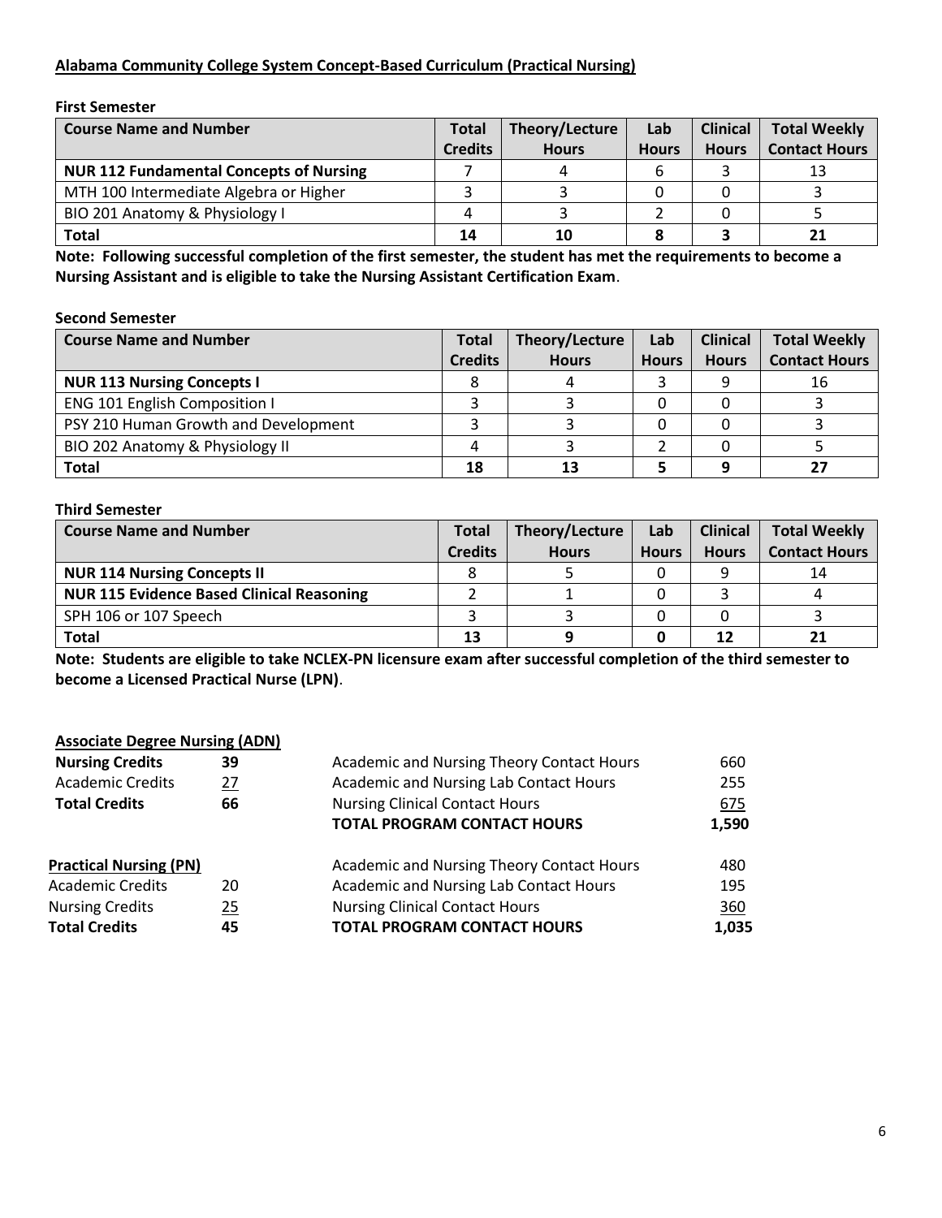**Alabama Community College System Concept-Based Curriculum (Practical Nursing)**

**First Semester**

| Course Name and Number | Total Credits | Theory/Lecture Hours | Lab Hours | Clinical Hours | Total Weekly Contact Hours |
|---|---|---|---|---|---|
| **NUR 112 Fundamental Concepts of Nursing** | 7 | 4 | 6 | 3 | 13 |
| MTH 100 Intermediate Algebra or Higher | 3 | 3 | 0 | 0 | 3 |
| BIO 201 Anatomy & Physiology I | 4 | 3 | 2 | 0 | 5 |
| **Total** | **14** | **10** | **8** | **3** | **21** |

**Note: Following successful completion of the first semester, the student has met the requirements to become a Nursing Assistant and is eligible to take the Nursing Assistant Certification Exam**.

**Second Semester**

| Course Name and Number | Total Credits | Theory/Lecture Hours | Lab Hours | Clinical Hours | Total Weekly Contact Hours |
|---|---|---|---|---|---|
| **NUR 113 Nursing Concepts I** | 8 | 4 | 3 | 9 | 16 |
| ENG 101 English Composition I | 3 | 3 | 0 | 0 | 3 |
| PSY 210 Human Growth and Development | 3 | 3 | 0 | 0 | 3 |
| BIO 202 Anatomy & Physiology II | 4 | 3 | 2 | 0 | 5 |
| **Total** | **18** | **13** | **5** | **9** | **27** |

**Third Semester**

| Course Name and Number | Total Credits | Theory/Lecture Hours | Lab Hours | Clinical Hours | Total Weekly Contact Hours |
|---|---|---|---|---|---|
| **NUR 114 Nursing Concepts II** | 8 | 5 | 0 | 9 | 14 |
| **NUR 115 Evidence Based Clinical Reasoning** | 2 | 1 | 0 | 3 | 4 |
| SPH 106 or 107 Speech | 3 | 3 | 0 | 0 | 3 |
| **Total** | **13** | **9** | **0** | **12** | **21** |

**Note: Students are eligible to take NCLEX-PN licensure exam after successful completion of the third semester to become a Licensed Practical Nurse (LPN)**.

**Associate Degree Nursing (ADN)**

| | | | |
|---|---|---|---|
| **Nursing Credits** | **39** | Academic and Nursing Theory Contact Hours | 660 |
| Academic Credits | 27 | Academic and Nursing Lab Contact Hours | 255 |
| **Total Credits** | **66** | Nursing Clinical Contact Hours | 675 |
| | | **TOTAL PROGRAM CONTACT HOURS** | **1,590** |

**Practical Nursing (PN)**

| | | | |
|---|---|---|---|
| Academic Credits | 20 | Academic and Nursing Theory Contact Hours | 480 |
| Nursing Credits | 25 | Academic and Nursing Lab Contact Hours | 195 |
| **Total Credits** | **45** | Nursing Clinical Contact Hours | 360 |
| | | **TOTAL PROGRAM CONTACT HOURS** | **1,035** |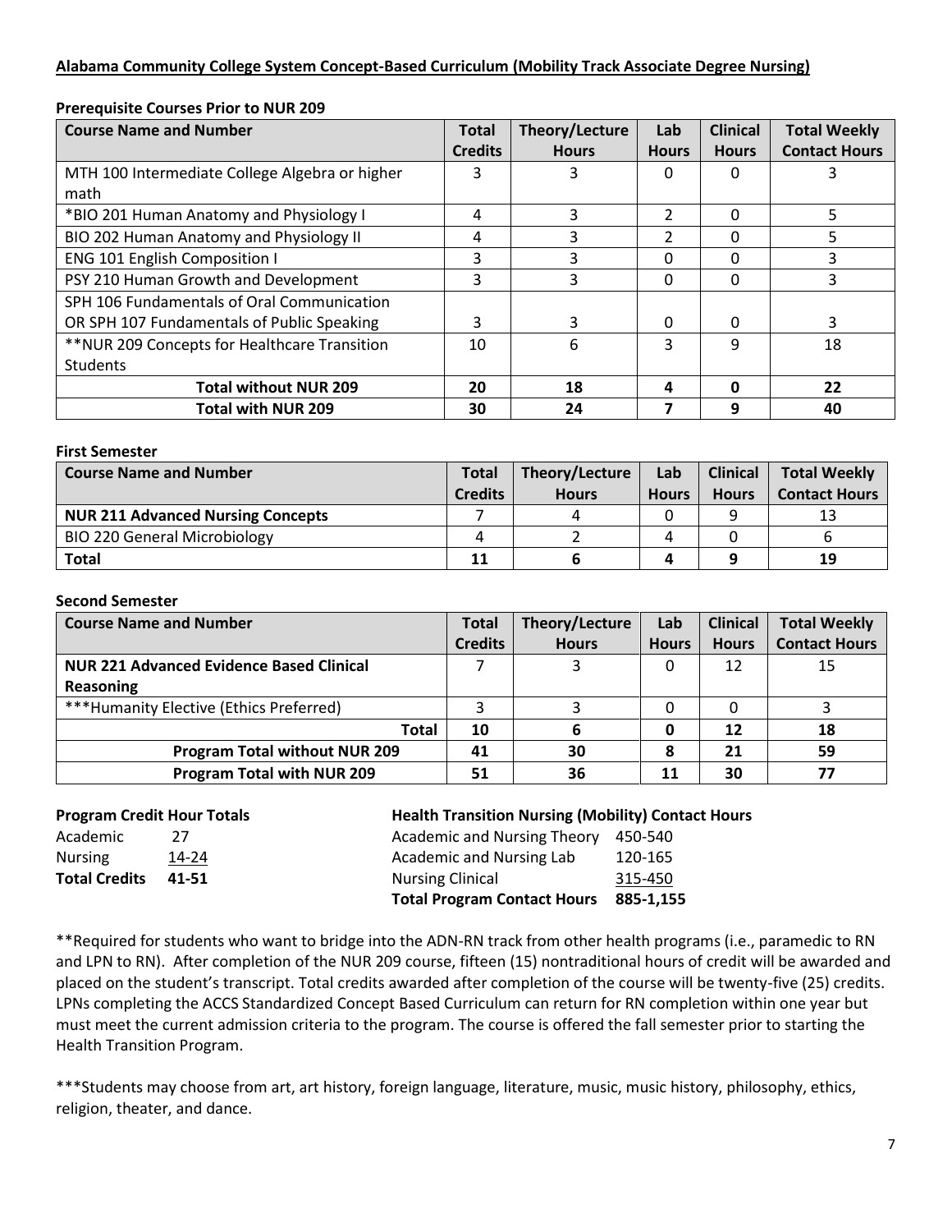**Alabama Community College System Concept-Based Curriculum (Mobility Track Associate Degree Nursing)**

**Prerequisite Courses Prior to NUR 209**

| Course Name and Number | Total Credits | Theory/Lecture Hours | Lab Hours | Clinical Hours | Total Weekly Contact Hours |
|---|---|---|---|---|---|
| MTH 100 Intermediate College Algebra or higher math | 3 | 3 | 0 | 0 | 3 |
| *BIO 201 Human Anatomy and Physiology I | 4 | 3 | 2 | 0 | 5 |
| BIO 202 Human Anatomy and Physiology II | 4 | 3 | 2 | 0 | 5 |
| ENG 101 English Composition I | 3 | 3 | 0 | 0 | 3 |
| PSY 210 Human Growth and Development | 3 | 3 | 0 | 0 | 3 |
| SPH 106 Fundamentals of Oral Communication OR SPH 107 Fundamentals of Public Speaking | 3 | 3 | 0 | 0 | 3 |
| **NUR 209 Concepts for Healthcare Transition Students | 10 | 6 | 3 | 9 | 18 |
| **Total without NUR 209** | **20** | **18** | **4** | **0** | **22** |
| **Total with NUR 209** | **30** | **24** | **7** | **9** | **40** |

**First Semester**

| Course Name and Number | Total Credits | Theory/Lecture Hours | Lab Hours | Clinical Hours | Total Weekly Contact Hours |
|---|---|---|---|---|---|
| **NUR 211 Advanced Nursing Concepts** | 7 | 4 | 0 | 9 | 13 |
| BIO 220 General Microbiology | 4 | 2 | 4 | 0 | 6 |
| **Total** | **11** | **6** | **4** | **9** | **19** |

**Second Semester**

| Course Name and Number | Total Credits | Theory/Lecture Hours | Lab Hours | Clinical Hours | Total Weekly Contact Hours |
|---|---|---|---|---|---|
| **NUR 221 Advanced Evidence Based Clinical Reasoning** | 7 | 3 | 0 | 12 | 15 |
| ***Humanity Elective (Ethics Preferred) | 3 | 3 | 0 | 0 | 3 |
| **Total** | **10** | **6** | **0** | **12** | **18** |
| **Program Total without NUR 209** | **41** | **30** | **8** | **21** | **59** |
| **Program Total with NUR 209** | **51** | **36** | **11** | **30** | **77** |

**Program Credit Hour Totals**

| | |
|---|---|
| Academic | 27 |
| Nursing | 14-24 |
| **Total Credits** | **41-51** |

**Health Transition Nursing (Mobility) Contact Hours**

| | |
|---|---|
| Academic and Nursing Theory | 450-540 |
| Academic and Nursing Lab | 120-165 |
| Nursing Clinical | 315-450 |
| **Total Program Contact Hours** | **885-1,155** |

**Required for students who want to bridge into the ADN-RN track from other health programs (i.e., paramedic to RN and LPN to RN). After completion of the NUR 209 course, fifteen (15) nontraditional hours of credit will be awarded and placed on the student's transcript. Total credits awarded after completion of the course will be twenty-five (25) credits. LPNs completing the ACCS Standardized Concept Based Curriculum can return for RN completion within one year but must meet the current admission criteria to the program. The course is offered the fall semester prior to starting the Health Transition Program.

***Students may choose from art, art history, foreign language, literature, music, music history, philosophy, ethics, religion, theater, and dance.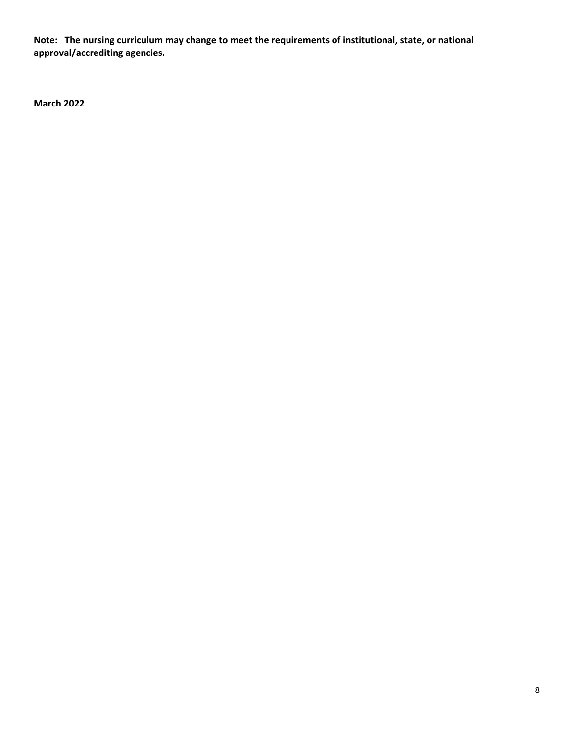**Note: The nursing curriculum may change to meet the requirements of institutional, state, or national approval/accrediting agencies.**

**March 2022**